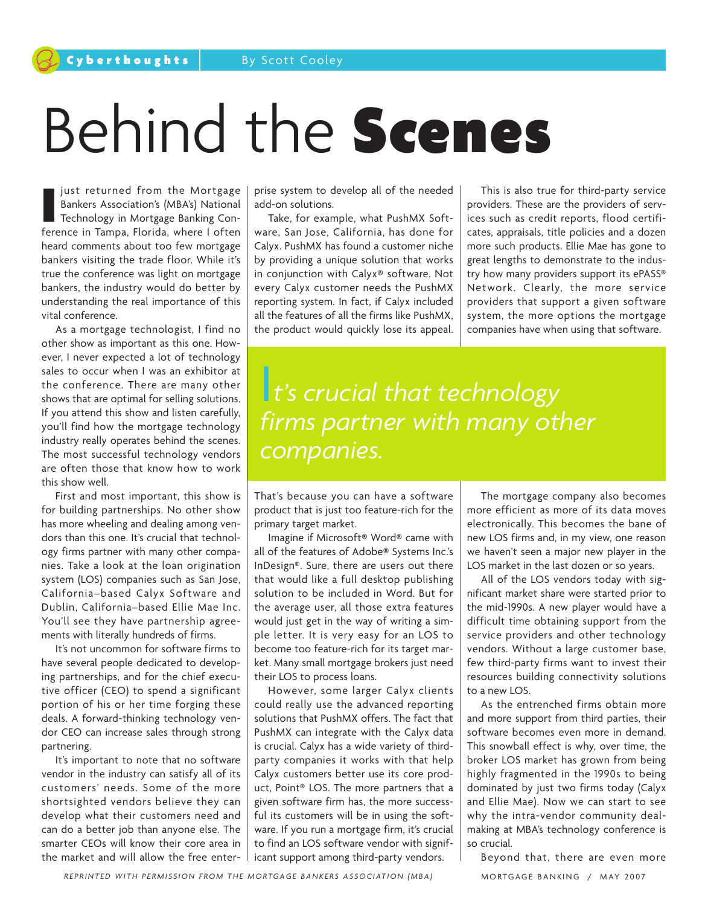Cyberthoughts | By Scott Cooley

# Behind the **Scenes**

I just returned from the Mortgage Bankers Association's (MBA's) National Technology in Mortgage Banking Conference in Tampa, Florida, where I often heard comments about too few mortgage bankers visiting the trade floor. While it's true the conference was light on mortgage bankers, the industry would do better by understanding the real importance of this vital conference.

As a mortgage technologist, I find no other show as important as this one. However, I never expected a lot of technology sales to occur when I was an exhibitor at the conference. There are many other shows that are optimal for selling solutions. If you attend this show and listen carefully, you'll find how the mortgage technology industry really operates behind the scenes. The most successful technology vendors are often those that know how to work this show well.

First and most important, this show is for building partnerships. No other show has more wheeling and dealing among vendors than this one. It's crucial that technology firms partner with many other companies. Take a look at the loan origination system (LOS) companies such as San Jose, California–based Calyx Software and Dublin, California–based Ellie Mae Inc. You'll see they have partnership agreements with literally hundreds of firms.

It's not uncommon for software firms to have several people dedicated to developing partnerships, and for the chief executive officer (CEO) to spend a significant portion of his or her time forging these deals. A forward-thinking technology vendor CEO can increase sales through strong partnering.

It's important to note that no software vendor in the industry can satisfy all of its customers' needs. Some of the more shortsighted vendors believe they can develop what their customers need and can do a better job than anyone else. The smarter CEOs will know their core area in the market and will allow the free enterprise system to develop all of the needed add-on solutions.

Take, for example, what PushMX Software, San Jose, California, has done for Calyx. PushMX has found a customer niche by providing a unique solution that works in conjunction with Calyx® software. Not every Calyx customer needs the PushMX reporting system. In fact, if Calyx included all the features of all the firms like PushMX, the product would quickly lose its appeal.

This is also true for third-party service providers. These are the providers of services such as credit reports, flood certificates, appraisals, title policies and a dozen more such products. Ellie Mae has gone to great lengths to demonstrate to the industry how many providers support its ePASS® Network. Clearly, the more service providers that support a given software system, the more options the mortgage companies have when using that software.

> *It's crucial that technology firms partner with many other companies.*

That's because you can have a software product that is just too feature-rich for the primary target market.

Imagine if Microsoft® Word® came with all of the features of Adobe® Systems Inc.'s InDesign®. Sure, there are users out there that would like a full desktop publishing solution to be included in Word. But for the average user, all those extra features would just get in the way of writing a simple letter. It is very easy for an LOS to become too feature-rich for its target market. Many small mortgage brokers just need their LOS to process loans.

However, some larger Calyx clients could really use the advanced reporting solutions that PushMX offers. The fact that PushMX can integrate with the Calyx data is crucial. Calyx has a wide variety of third-party companies it works with that help Calyx customers better use its core product, Point® LOS. The more partners that a given software firm has, the more successful its customers will be in using the software. If you run a mortgage firm, it's crucial to find an LOS software vendor with significant support among third-party vendors.

The mortgage company also becomes more efficient as more of its data moves electronically. This becomes the bane of new LOS firms and, in my view, one reason we haven't seen a major new player in the LOS market in the last dozen or so years.

All of the LOS vendors today with significant market share were started prior to the mid-1990s. A new player would have a difficult time obtaining support from the service providers and other technology vendors. Without a large customer base, few third-party firms want to invest their resources building connectivity solutions to a new LOS.

As the entrenched firms obtain more and more support from third parties, their software becomes even more in demand. This snowball effect is why, over time, the broker LOS market has grown from being highly fragmented in the 1990s to being dominated by just two firms today (Calyx and Ellie Mae). Now we can start to see why the intra-vendor community deal-making at MBA's technology conference is so crucial.

Beyond that, there are even more

*REPRINTED WITH PERMISSION FROM THE MORTGAGE BANKERS ASSOCIATION (MBA)*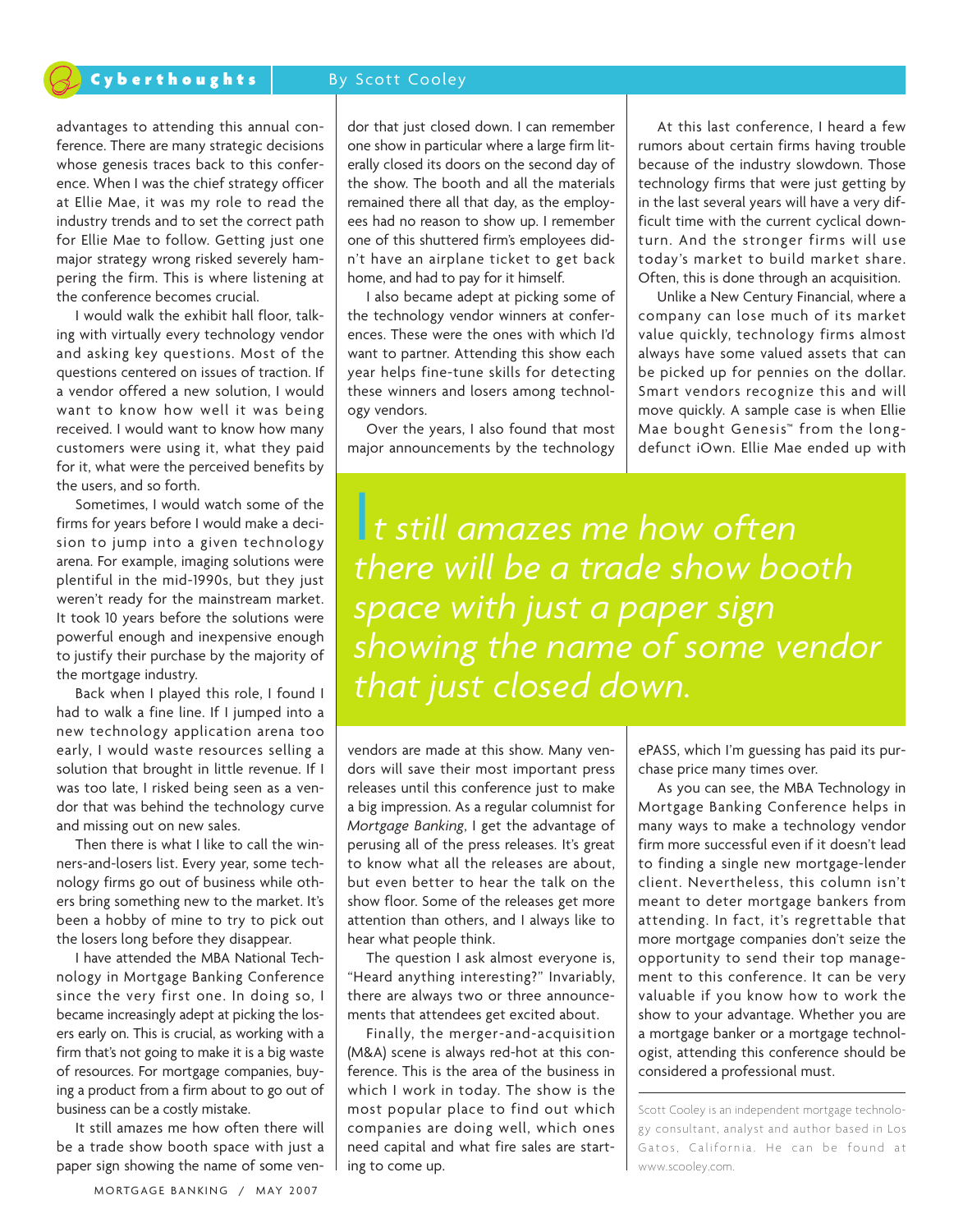advantages to attending this annual conference. There are many strategic decisions whose genesis traces back to this conference. When I was the chief strategy officer at Ellie Mae, it was my role to read the industry trends and to set the correct path for Ellie Mae to follow. Getting just one major strategy wrong risked severely hampering the firm. This is where listening at the conference becomes crucial.

I would walk the exhibit hall floor, talking with virtually every technology vendor and asking key questions. Most of the questions centered on issues of traction. If a vendor offered a new solution, I would want to know how well it was being received. I would want to know how many customers were using it, what they paid for it, what were the perceived benefits by the users, and so forth.

Sometimes, I would watch some of the firms for years before I would make a decision to jump into a given technology arena. For example, imaging solutions were plentiful in the mid-1990s, but they just weren't ready for the mainstream market. It took 10 years before the solutions were powerful enough and inexpensive enough to justify their purchase by the majority of the mortgage industry.

Back when I played this role, I found I had to walk a fine line. If I jumped into a new technology application arena too early, I would waste resources selling a solution that brought in little revenue. If I was too late, I risked being seen as a vendor that was behind the technology curve and missing out on new sales.

Then there is what I like to call the winners-and-losers list. Every year, some technology firms go out of business while others bring something new to the market. It's been a hobby of mine to try to pick out the losers long before they disappear.

I have attended the MBA National Technology in Mortgage Banking Conference since the very first one. In doing so, I became increasingly adept at picking the losers early on. This is crucial, as working with a firm that's not going to make it is a big waste of resources. For mortgage companies, buying a product from a firm about to go out of business can be a costly mistake.

It still amazes me how often there will be a trade show booth space with just a paper sign showing the name of some vendor that just closed down. I can remember one show in particular where a large firm literally closed its doors on the second day of the show. The booth and all the materials remained there all that day, as the employees had no reason to show up. I remember one of this shuttered firm's employees didn't have an airplane ticket to get back home, and had to pay for it himself.

I also became adept at picking some of the technology vendor winners at conferences. These were the ones with which I'd want to partner. Attending this show each year helps fine-tune skills for detecting these winners and losers among technology vendors.

Over the years, I also found that most major announcements by the technology vendors are made at this show. Many vendors will save their most important press releases until this conference just to make a big impression. As a regular columnist for *Mortgage Banking*, I get the advantage of perusing all of the press releases. It's great to know what all the releases are about, but even better to hear the talk on the show floor. Some of the releases get more attention than others, and I always like to hear what people think.

The question I ask almost everyone is, "Heard anything interesting?" Invariably, there are always two or three announcements that attendees get excited about.

Finally, the merger-and-acquisition (M&A) scene is always red-hot at this conference. This is the area of the business in which I work in today. The show is the most popular place to find out which companies are doing well, which ones need capital and what fire sales are starting to come up.

At this last conference, I heard a few rumors about certain firms having trouble because of the industry slowdown. Those technology firms that were just getting by in the last several years will have a very difficult time with the current cyclical downturn. And the stronger firms will use today's market to build market share. Often, this is done through an acquisition.

Unlike a New Century Financial, where a company can lose much of its market value quickly, technology firms almost always have some valued assets that can be picked up for pennies on the dollar. Smart vendors recognize this and will move quickly. A sample case is when Ellie Mae bought Genesis™ from the long-defunct iOwn. Ellie Mae ended up with ePASS, which I'm guessing has paid its purchase price many times over.

> *It still amazes me how often there will be a trade show booth space with just a paper sign showing the name of some vendor that just closed down.*

As you can see, the MBA Technology in Mortgage Banking Conference helps in many ways to make a technology vendor firm more successful even if it doesn't lead to finding a single new mortgage-lender client. Nevertheless, this column isn't meant to deter mortgage bankers from attending. In fact, it's regrettable that more mortgage companies don't seize the opportunity to send their top management to this conference. It can be very valuable if you know how to work the show to your advantage. Whether you are a mortgage banker or a mortgage technologist, attending this conference should be considered a professional must.

---

Scott Cooley is an independent mortgage technology consultant, analyst and author based in Los Gatos, California. He can be found at www.scooley.com.